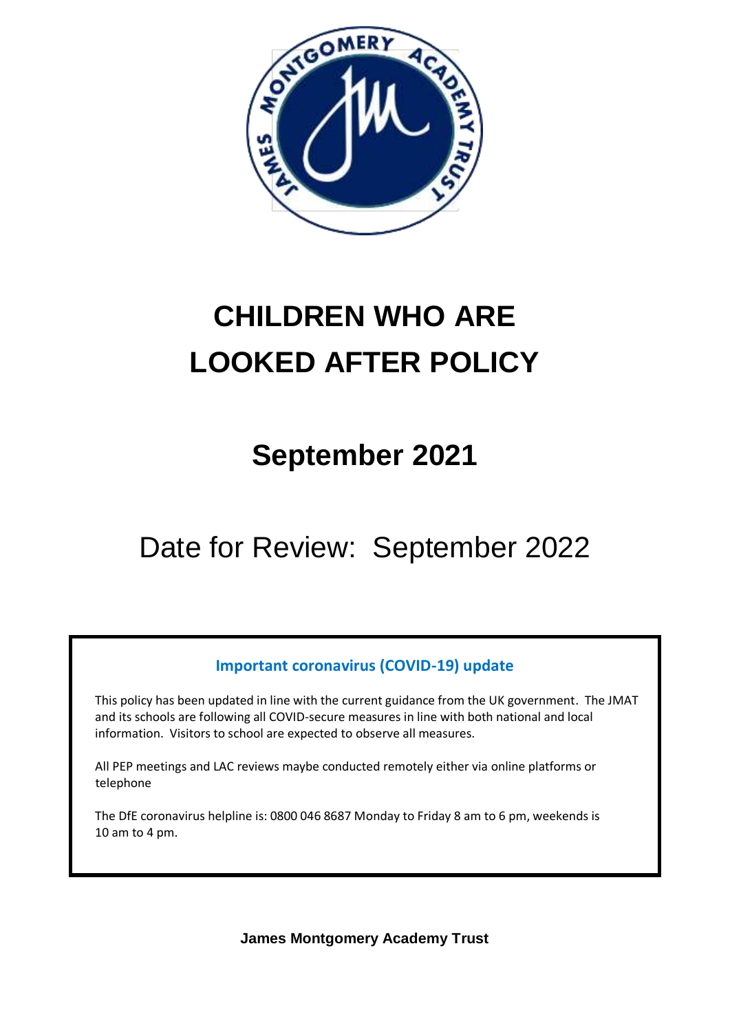# CHILDREN WHO ARE LOOKED AFTER POLICY

## September 2021

Date for Review: September 2022

**Important coronavirus (COVID-19) update**

This policy has been updated in line with the current guidance from the UK government. The JMAT and its schools are following all COVID-secure measures in line with both national and local information. Visitors to school are expected to observe all measures.

All PEP meetings and LAC reviews maybe conducted remotely either via online platforms or telephone

The DfE coronavirus helpline is: 0800 046 8687 Monday to Friday 8 am to 6 pm, weekends is 10 am to 4 pm.

**James Montgomery Academy Trust**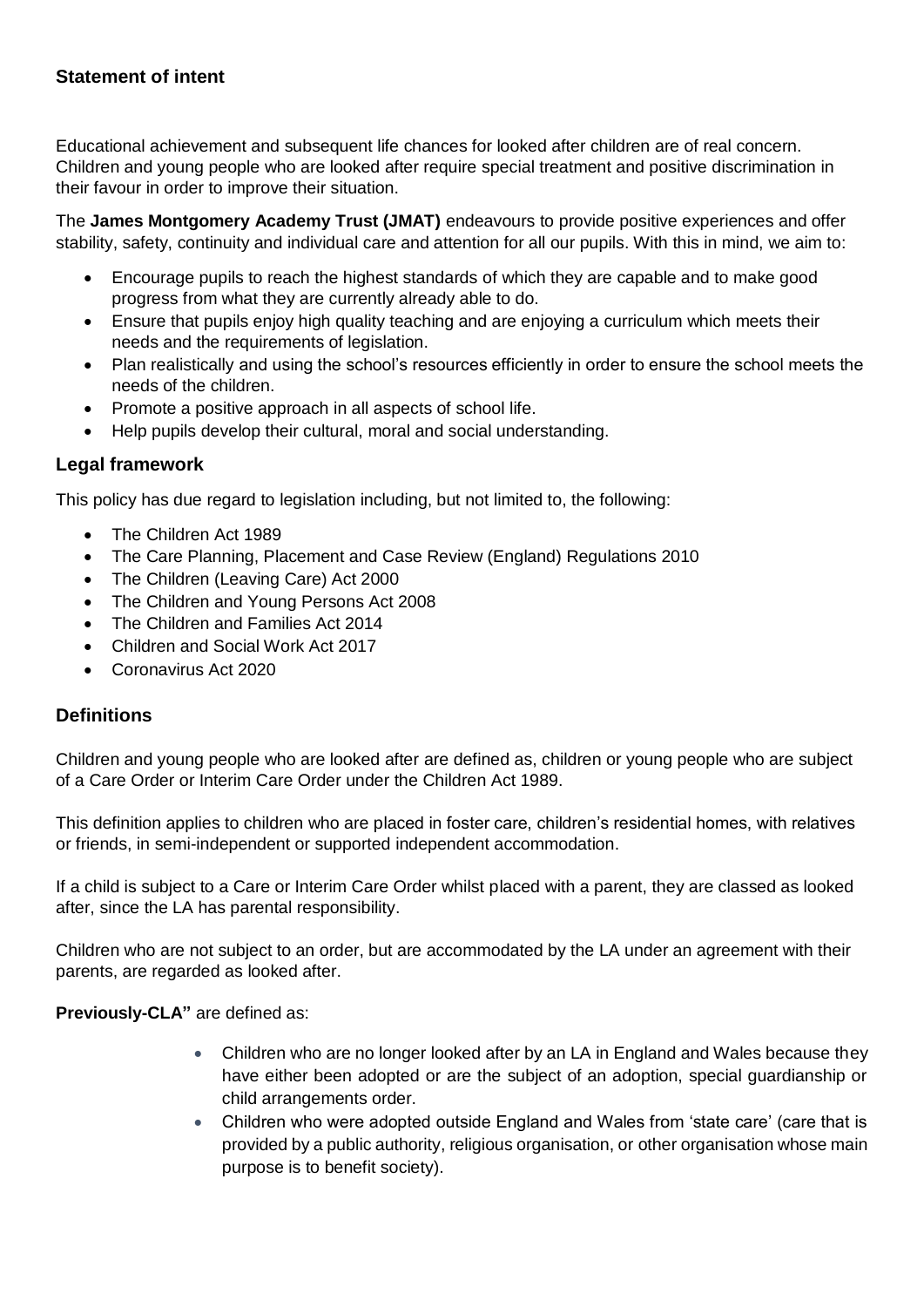## Statement of intent

Educational achievement and subsequent life chances for looked after children are of real concern. Children and young people who are looked after require special treatment and positive discrimination in their favour in order to improve their situation.

The **James Montgomery Academy Trust (JMAT)** endeavours to provide positive experiences and offer stability, safety, continuity and individual care and attention for all our pupils. With this in mind, we aim to:

- Encourage pupils to reach the highest standards of which they are capable and to make good progress from what they are currently already able to do.
- Ensure that pupils enjoy high quality teaching and are enjoying a curriculum which meets their needs and the requirements of legislation.
- Plan realistically and using the school's resources efficiently in order to ensure the school meets the needs of the children.
- Promote a positive approach in all aspects of school life.
- Help pupils develop their cultural, moral and social understanding.

## Legal framework

This policy has due regard to legislation including, but not limited to, the following:

- The Children Act 1989
- The Care Planning, Placement and Case Review (England) Regulations 2010
- The Children (Leaving Care) Act 2000
- The Children and Young Persons Act 2008
- The Children and Families Act 2014
- Children and Social Work Act 2017
- Coronavirus Act 2020

## Definitions

Children and young people who are looked after are defined as, children or young people who are subject of a Care Order or Interim Care Order under the Children Act 1989.

This definition applies to children who are placed in foster care, children's residential homes, with relatives or friends, in semi-independent or supported independent accommodation.

If a child is subject to a Care or Interim Care Order whilst placed with a parent, they are classed as looked after, since the LA has parental responsibility.

Children who are not subject to an order, but are accommodated by the LA under an agreement with their parents, are regarded as looked after.

**Previously-CLA"** are defined as:

- Children who are no longer looked after by an LA in England and Wales because they have either been adopted or are the subject of an adoption, special guardianship or child arrangements order.
- Children who were adopted outside England and Wales from 'state care' (care that is provided by a public authority, religious organisation, or other organisation whose main purpose is to benefit society).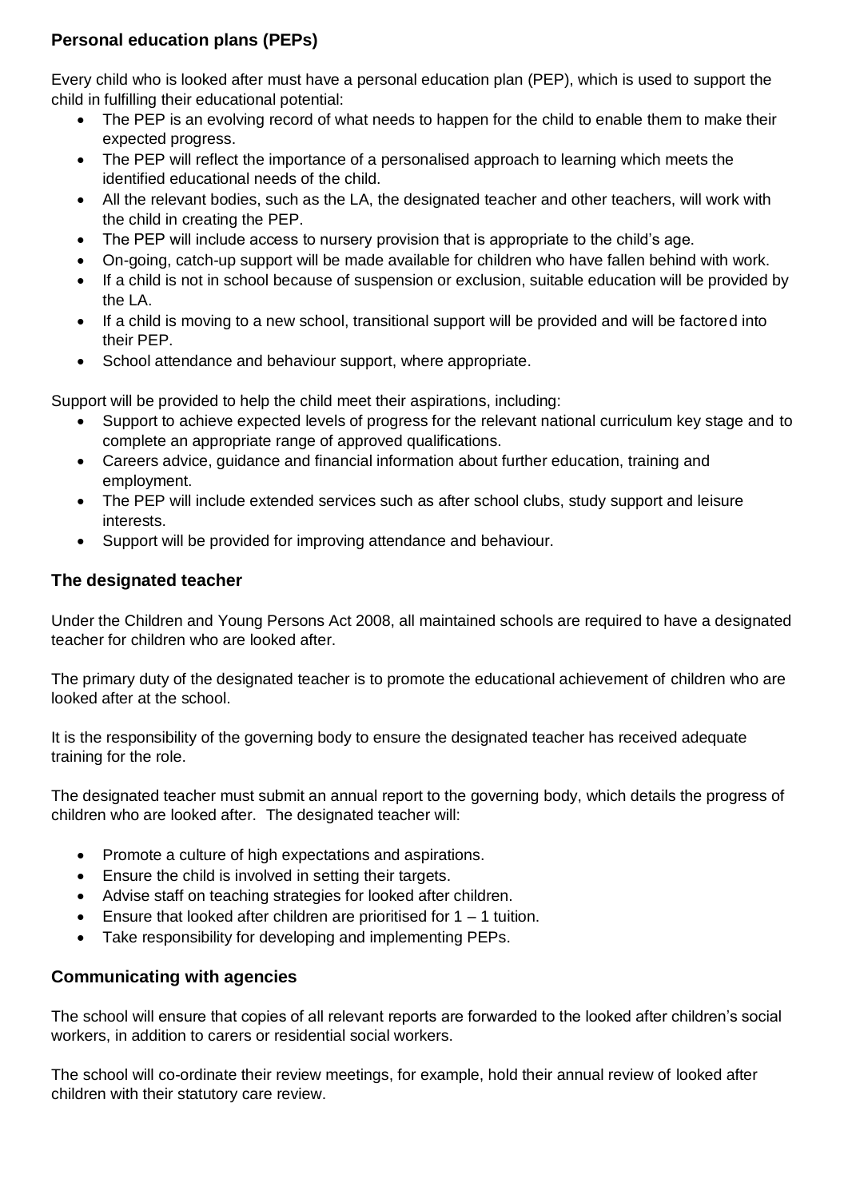### Personal education plans (PEPs)

Every child who is looked after must have a personal education plan (PEP), which is used to support the child in fulfilling their educational potential:

- The PEP is an evolving record of what needs to happen for the child to enable them to make their expected progress.
- The PEP will reflect the importance of a personalised approach to learning which meets the identified educational needs of the child.
- All the relevant bodies, such as the LA, the designated teacher and other teachers, will work with the child in creating the PEP.
- The PEP will include access to nursery provision that is appropriate to the child's age.
- On-going, catch-up support will be made available for children who have fallen behind with work.
- If a child is not in school because of suspension or exclusion, suitable education will be provided by the LA.
- If a child is moving to a new school, transitional support will be provided and will be factored into their PEP.
- School attendance and behaviour support, where appropriate.

Support will be provided to help the child meet their aspirations, including:

- Support to achieve expected levels of progress for the relevant national curriculum key stage and to complete an appropriate range of approved qualifications.
- Careers advice, guidance and financial information about further education, training and employment.
- The PEP will include extended services such as after school clubs, study support and leisure interests.
- Support will be provided for improving attendance and behaviour.

### The designated teacher

Under the Children and Young Persons Act 2008, all maintained schools are required to have a designated teacher for children who are looked after.

The primary duty of the designated teacher is to promote the educational achievement of children who are looked after at the school.

It is the responsibility of the governing body to ensure the designated teacher has received adequate training for the role.

The designated teacher must submit an annual report to the governing body, which details the progress of children who are looked after. The designated teacher will:

- Promote a culture of high expectations and aspirations.
- Ensure the child is involved in setting their targets.
- Advise staff on teaching strategies for looked after children.
- Ensure that looked after children are prioritised for 1 – 1 tuition.
- Take responsibility for developing and implementing PEPs.

### Communicating with agencies

The school will ensure that copies of all relevant reports are forwarded to the looked after children's social workers, in addition to carers or residential social workers.

The school will co-ordinate their review meetings, for example, hold their annual review of looked after children with their statutory care review.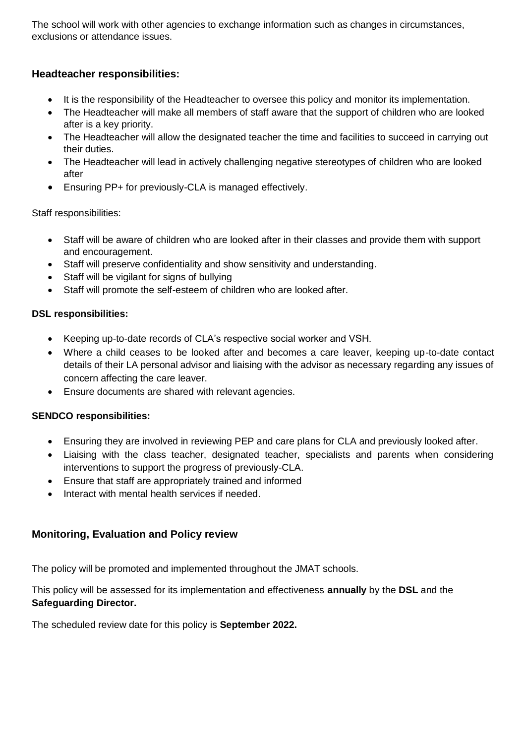The school will work with other agencies to exchange information such as changes in circumstances, exclusions or attendance issues.

### Headteacher responsibilities:

- It is the responsibility of the Headteacher to oversee this policy and monitor its implementation.
- The Headteacher will make all members of staff aware that the support of children who are looked after is a key priority.
- The Headteacher will allow the designated teacher the time and facilities to succeed in carrying out their duties.
- The Headteacher will lead in actively challenging negative stereotypes of children who are looked after
- Ensuring PP+ for previously-CLA is managed effectively.

Staff responsibilities:

- Staff will be aware of children who are looked after in their classes and provide them with support and encouragement.
- Staff will preserve confidentiality and show sensitivity and understanding.
- Staff will be vigilant for signs of bullying
- Staff will promote the self-esteem of children who are looked after.

**DSL responsibilities:**

- Keeping up-to-date records of CLA's respective social worker and VSH.
- Where a child ceases to be looked after and becomes a care leaver, keeping up-to-date contact details of their LA personal advisor and liaising with the advisor as necessary regarding any issues of concern affecting the care leaver.
- Ensure documents are shared with relevant agencies.

**SENDCO responsibilities:**

- Ensuring they are involved in reviewing PEP and care plans for CLA and previously looked after.
- Liaising with the class teacher, designated teacher, specialists and parents when considering interventions to support the progress of previously-CLA.
- Ensure that staff are appropriately trained and informed
- Interact with mental health services if needed.

### Monitoring, Evaluation and Policy review

The policy will be promoted and implemented throughout the JMAT schools.

This policy will be assessed for its implementation and effectiveness **annually** by the **DSL** and the **Safeguarding Director.**

The scheduled review date for this policy is **September 2022.**